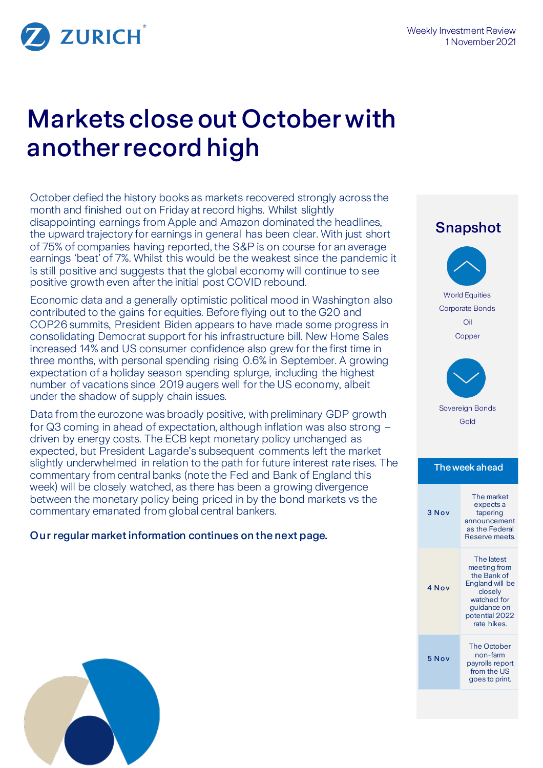Weekly Investment Review
1 November 2021

# Markets close out October with another record high

October defied the history books as markets recovered strongly across the month and finished out on Friday at record highs. Whilst slightly disappointing earnings from Apple and Amazon dominated the headlines, the upward trajectory for earnings in general has been clear. With just short of 75% of companies having reported, the S&P is on course for an average earnings 'beat' of 7%. Whilst this would be the weakest since the pandemic it is still positive and suggests that the global economy will continue to see positive growth even after the initial post COVID rebound.

Economic data and a generally optimistic political mood in Washington also contributed to the gains for equities. Before flying out to the G20 and COP26 summits, President Biden appears to have made some progress in consolidating Democrat support for his infrastructure bill. New Home Sales increased 14% and US consumer confidence also grew for the first time in three months, with personal spending rising 0.6% in September. A growing expectation of a holiday season spending splurge, including the highest number of vacations since 2019 augers well for the US economy, albeit under the shadow of supply chain issues.

Data from the eurozone was broadly positive, with preliminary GDP growth for Q3 coming in ahead of expectation, although inflation was also strong – driven by energy costs. The ECB kept monetary policy unchanged as expected, but President Lagarde's subsequent comments left the market slightly underwhelmed in relation to the path for future interest rate rises. The commentary from central banks (note the Fed and Bank of England this week) will be closely watched, as there has been a growing divergence between the monetary policy being priced in by the bond markets vs the commentary emanated from global central bankers.

**Our regular market information continues on the next page.**

## Snapshot

**Up:**
- World Equities
- Corporate Bonds
- Oil
- Copper

**Down:**
- Sovereign Bonds
- Gold

## The week ahead

| Date | Event |
|---|---|
| 3 Nov | The market expects a tapering announcement as the Federal Reserve meets. |
| 4 Nov | The latest meeting from the Bank of England will be closely watched for guidance on potential 2022 rate hikes. |
| 5 Nov | The October non-farm payrolls report from the US goes to print. |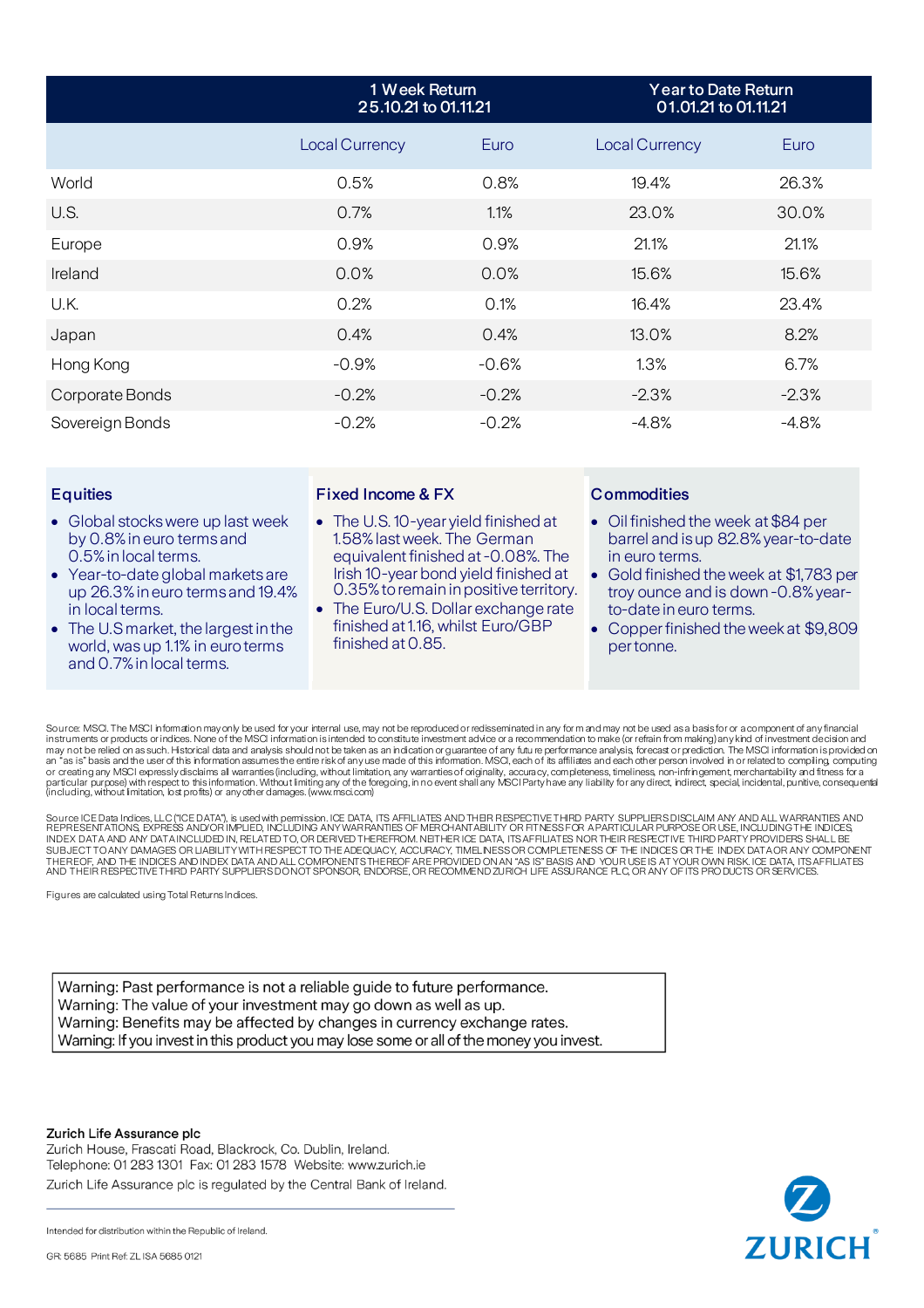| | 1 Week Return 25.10.21 to 01.11.21 | | Year to Date Return 01.01.21 to 01.11.21 | |
|---|---|---|---|---|
| | Local Currency | Euro | Local Currency | Euro |
| World | 0.5% | 0.8% | 19.4% | 26.3% |
| U.S. | 0.7% | 1.1% | 23.0% | 30.0% |
| Europe | 0.9% | 0.9% | 21.1% | 21.1% |
| Ireland | 0.0% | 0.0% | 15.6% | 15.6% |
| U.K. | 0.2% | 0.1% | 16.4% | 23.4% |
| Japan | 0.4% | 0.4% | 13.0% | 8.2% |
| Hong Kong | -0.9% | -0.6% | 1.3% | 6.7% |
| Corporate Bonds | -0.2% | -0.2% | -2.3% | -2.3% |
| Sovereign Bonds | -0.2% | -0.2% | -4.8% | -4.8% |

### Equities

- Global stocks were up last week by 0.8% in euro terms and 0.5% in local terms.
- Year-to-date global markets are up 26.3% in euro terms and 19.4% in local terms.
- The U.S market, the largest in the world, was up 1.1% in euro terms and 0.7% in local terms.

### Fixed Income & FX

- The U.S. 10-year yield finished at 1.58% last week. The German equivalent finished at -0.08%. The Irish 10-year bond yield finished at 0.35% to remain in positive territory.
- The Euro/U.S. Dollar exchange rate finished at 1.16, whilst Euro/GBP finished at 0.85.

### Commodities

- Oil finished the week at $84 per barrel and is up 82.8% year-to-date in euro terms.
- Gold finished the week at $1,783 per troy ounce and is down -0.8% year-to-date in euro terms.
- Copper finished the week at $9,809 per tonne.

Source: MSCI. The MSCI information may only be used for your internal use, may not be reproduced or redisseminated in any form and may not be used as a basis for or a component of any financial instruments or products or indices. None of the MSCI information is intended to constitute investment advice or a recommendation to make (or refrain from making) any kind of investment decision and may not be relied on as such. Historical data and analysis should not be taken as an indication or guarantee of any future performance analysis, forecast or prediction. The MSCI information is provided on an "as is" basis and the user of this information assumes the entire risk of any use made of this information. MSCI, each of its affiliates and each other person involved in or related to compiling, computing or creating any MSCI expressly disclaims all warranties (including, without limitation, any warranties of originality, accuracy, completeness, timeliness, non-infringement, merchantability and fitness for a particular purpose) with respect to this information. Without limiting any of the foregoing, in no event shall any MSCI Party have any liability for any direct, indirect, special, incidental, punitive, consequential (including, without limitation, lost profits) or any other damages. (www.msci.com)

Source ICE Data Indices, LLC ("ICE DATA"), is used with permission. ICE DATA, ITS AFFILIATES AND THEIR RESPECTIVE THIRD PARTY SUPPLIERS DISCLAIM ANY AND ALL WARRANTIES AND REPRESENTATIONS, EXPRESS AND/OR IMPLIED, INCLUDING ANY WARRANTIES OF MERCHANTABILITY OR FITNESS FOR A PARTICULAR PURPOSE OR USE, INCLUDING THE INDICES, INDEX DATA AND ANY DATA INCLUDED IN, RELATED TO, OR DERIVED THEREFROM. NEITHER ICE DATA, ITS AFFILIATES NOR THEIR RESPECTIVE THIRD PARTY PROVIDERS SHALL BE SUBJECT TO ANY DAMAGES OR LIABILITY WITH RESPECT TO THE ADEQUACY, ACCURACY, TIMELINESS OR COMPLETENESS OF THE INDICES OR THE INDEX DATA OR ANY COMPONENT THEREOF, AND THE INDICES AND INDEX DATA AND ALL COMPONENTS THEREOF ARE PROVIDED ON AN "AS IS" BASIS AND YOUR USE IS AT YOUR OWN RISK. ICE DATA, ITS AFFILIATES AND THEIR RESPECTIVE THIRD PARTY SUPPLIERS DO NOT SPONSOR, ENDORSE, OR RECOMMEND ZURICH LIFE ASSURANCE PLC, OR ANY OF ITS PRODUCTS OR SERVICES.

Figures are calculated using Total Returns Indices.

Warning: Past performance is not a reliable guide to future performance.
Warning: The value of your investment may go down as well as up.
Warning: Benefits may be affected by changes in currency exchange rates.
Warning: If you invest in this product you may lose some or all of the money you invest.

**Zurich Life Assurance plc**
Zurich House, Frascati Road, Blackrock, Co. Dublin, Ireland.
Telephone: 01 283 1301 Fax: 01 283 1578 Website: www.zurich.ie
Zurich Life Assurance plc is regulated by the Central Bank of Ireland.

Intended for distribution within the Republic of Ireland.

GR: 5685 Print Ref: ZL ISA 5685 0121

ZURICH